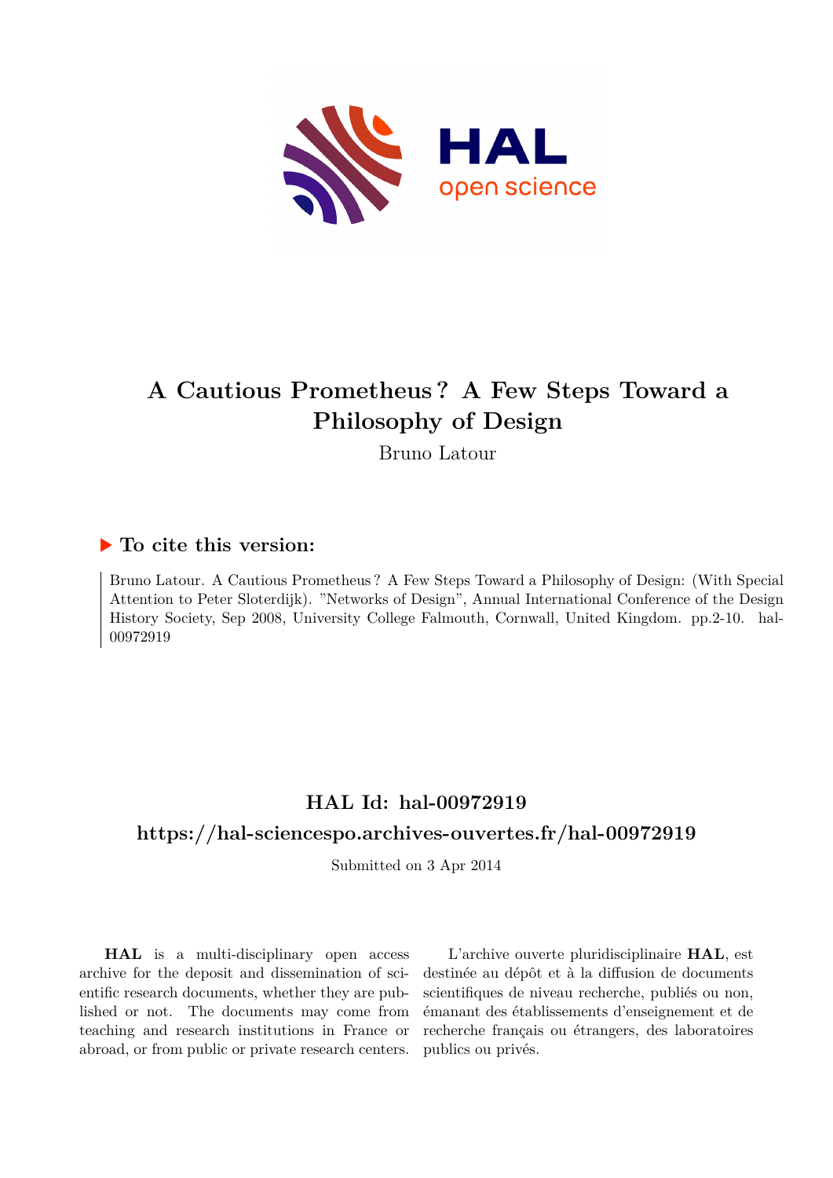# A Cautious Prometheus? A Few Steps Toward a Philosophy of Design

Bruno Latour

## ▶ To cite this version:

Bruno Latour. A Cautious Prometheus? A Few Steps Toward a Philosophy of Design: (With Special Attention to Peter Sloterdijk). "Networks of Design", Annual International Conference of the Design History Society, Sep 2008, University College Falmouth, Cornwall, United Kingdom. pp.2-10. hal-00972919

## HAL Id: hal-00972919

## https://hal-sciencespo.archives-ouvertes.fr/hal-00972919

Submitted on 3 Apr 2014

**HAL** is a multi-disciplinary open access archive for the deposit and dissemination of scientific research documents, whether they are published or not. The documents may come from teaching and research institutions in France or abroad, or from public or private research centers.

L'archive ouverte pluridisciplinaire **HAL**, est destinée au dépôt et à la diffusion de documents scientifiques de niveau recherche, publiés ou non, émanant des établissements d'enseignement et de recherche français ou étrangers, des laboratoires publics ou privés.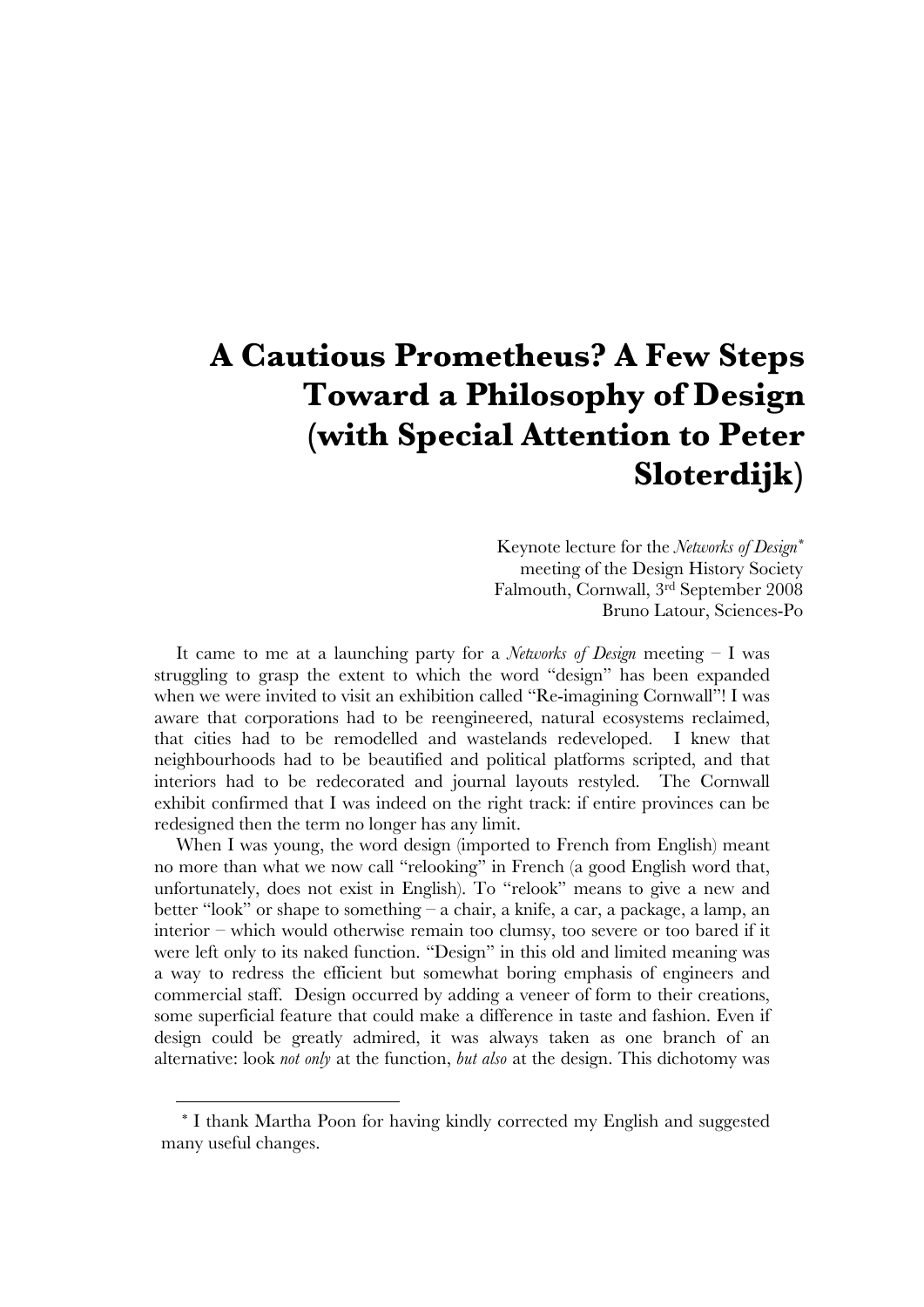# A Cautious Prometheus? A Few Steps Toward a Philosophy of Design (with Special Attention to Peter Sloterdijk)

Keynote lecture for the *Networks of Design*[*]
meeting of the Design History Society
Falmouth, Cornwall, 3rd September 2008
Bruno Latour, Sciences-Po

It came to me at a launching party for a *Networks of Design* meeting – I was struggling to grasp the extent to which the word "design" has been expanded when we were invited to visit an exhibition called "Re-imagining Cornwall"! I was aware that corporations had to be reengineered, natural ecosystems reclaimed, that cities had to be remodelled and wastelands redeveloped. I knew that neighbourhoods had to be beautified and political platforms scripted, and that interiors had to be redecorated and journal layouts restyled. The Cornwall exhibit confirmed that I was indeed on the right track: if entire provinces can be redesigned then the term no longer has any limit.

When I was young, the word design (imported to French from English) meant no more than what we now call "relooking" in French (a good English word that, unfortunately, does not exist in English). To "relook" means to give a new and better "look" or shape to something – a chair, a knife, a car, a package, a lamp, an interior – which would otherwise remain too clumsy, too severe or too bared if it were left only to its naked function. "Design" in this old and limited meaning was a way to redress the efficient but somewhat boring emphasis of engineers and commercial staff. Design occurred by adding a veneer of form to their creations, some superficial feature that could make a difference in taste and fashion. Even if design could be greatly admired, it was always taken as one branch of an alternative: look *not only* at the function, *but also* at the design. This dichotomy was

[*] I thank Martha Poon for having kindly corrected my English and suggested many useful changes.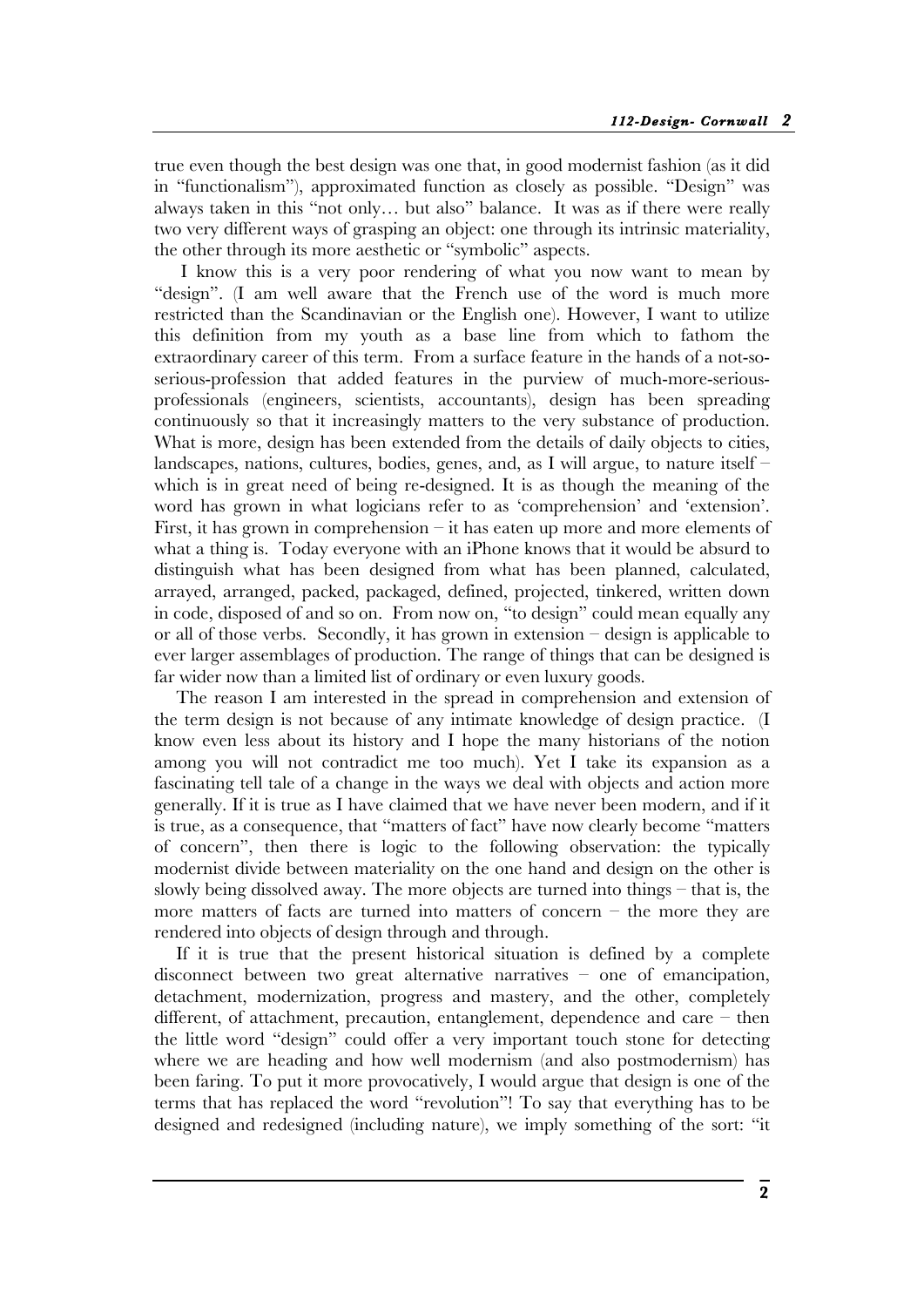true even though the best design was one that, in good modernist fashion (as it did in "functionalism"), approximated function as closely as possible. "Design" was always taken in this "not only… but also" balance. It was as if there were really two very different ways of grasping an object: one through its intrinsic materiality, the other through its more aesthetic or "symbolic" aspects.

I know this is a very poor rendering of what you now want to mean by "design". (I am well aware that the French use of the word is much more restricted than the Scandinavian or the English one). However, I want to utilize this definition from my youth as a base line from which to fathom the extraordinary career of this term. From a surface feature in the hands of a not-so-serious-profession that added features in the purview of much-more-serious-professionals (engineers, scientists, accountants), design has been spreading continuously so that it increasingly matters to the very substance of production. What is more, design has been extended from the details of daily objects to cities, landscapes, nations, cultures, bodies, genes, and, as I will argue, to nature itself – which is in great need of being re-designed. It is as though the meaning of the word has grown in what logicians refer to as 'comprehension' and 'extension'. First, it has grown in comprehension – it has eaten up more and more elements of what a thing is. Today everyone with an iPhone knows that it would be absurd to distinguish what has been designed from what has been planned, calculated, arrayed, arranged, packed, packaged, defined, projected, tinkered, written down in code, disposed of and so on. From now on, "to design" could mean equally any or all of those verbs. Secondly, it has grown in extension – design is applicable to ever larger assemblages of production. The range of things that can be designed is far wider now than a limited list of ordinary or even luxury goods.

The reason I am interested in the spread in comprehension and extension of the term design is not because of any intimate knowledge of design practice. (I know even less about its history and I hope the many historians of the notion among you will not contradict me too much). Yet I take its expansion as a fascinating tell tale of a change in the ways we deal with objects and action more generally. If it is true as I have claimed that we have never been modern, and if it is true, as a consequence, that "matters of fact" have now clearly become "matters of concern", then there is logic to the following observation: the typically modernist divide between materiality on the one hand and design on the other is slowly being dissolved away. The more objects are turned into things – that is, the more matters of facts are turned into matters of concern – the more they are rendered into objects of design through and through.

If it is true that the present historical situation is defined by a complete disconnect between two great alternative narratives – one of emancipation, detachment, modernization, progress and mastery, and the other, completely different, of attachment, precaution, entanglement, dependence and care – then the little word "design" could offer a very important touch stone for detecting where we are heading and how well modernism (and also postmodernism) has been faring. To put it more provocatively, I would argue that design is one of the terms that has replaced the word "revolution"! To say that everything has to be designed and redesigned (including nature), we imply something of the sort: "it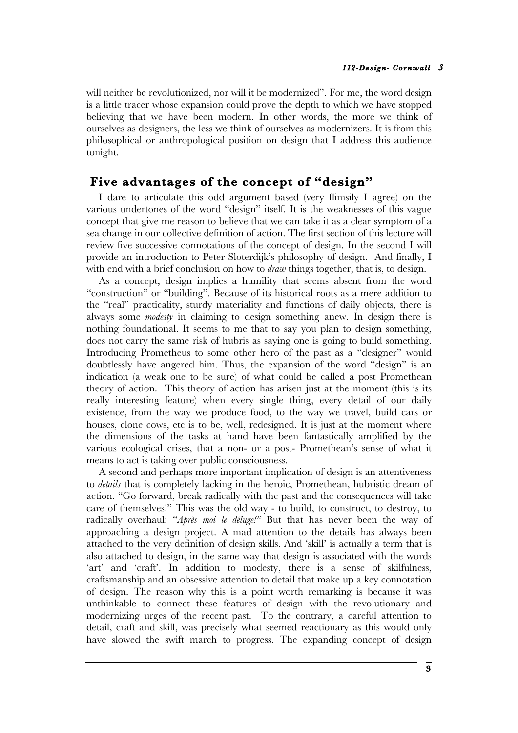will neither be revolutionized, nor will it be modernized". For me, the word design is a little tracer whose expansion could prove the depth to which we have stopped believing that we have been modern. In other words, the more we think of ourselves as designers, the less we think of ourselves as modernizers. It is from this philosophical or anthropological position on design that I address this audience tonight.

## Five advantages of the concept of "design"

I dare to articulate this odd argument based (very flimsily I agree) on the various undertones of the word "design" itself. It is the weaknesses of this vague concept that give me reason to believe that we can take it as a clear symptom of a sea change in our collective definition of action. The first section of this lecture will review five successive connotations of the concept of design. In the second I will provide an introduction to Peter Sloterdijk's philosophy of design. And finally, I with end with a brief conclusion on how to *draw* things together, that is, to design.

As a concept, design implies a humility that seems absent from the word "construction" or "building". Because of its historical roots as a mere addition to the "real" practicality, sturdy materiality and functions of daily objects, there is always some *modesty* in claiming to design something anew. In design there is nothing foundational. It seems to me that to say you plan to design something, does not carry the same risk of hubris as saying one is going to build something. Introducing Prometheus to some other hero of the past as a "designer" would doubtlessly have angered him. Thus, the expansion of the word "design" is an indication (a weak one to be sure) of what could be called a post Promethean theory of action. This theory of action has arisen just at the moment (this is its really interesting feature) when every single thing, every detail of our daily existence, from the way we produce food, to the way we travel, build cars or houses, clone cows, etc is to be, well, redesigned. It is just at the moment where the dimensions of the tasks at hand have been fantastically amplified by the various ecological crises, that a non- or a post- Promethean's sense of what it means to act is taking over public consciousness.

A second and perhaps more important implication of design is an attentiveness to *details* that is completely lacking in the heroic, Promethean, hubristic dream of action. "Go forward, break radically with the past and the consequences will take care of themselves!" This was the old way - to build, to construct, to destroy, to radically overhaul: "*Après moi le déluge!*" But that has never been the way of approaching a design project. A mad attention to the details has always been attached to the very definition of design skills. And 'skill' is actually a term that is also attached to design, in the same way that design is associated with the words 'art' and 'craft'. In addition to modesty, there is a sense of skilfulness, craftsmanship and an obsessive attention to detail that make up a key connotation of design. The reason why this is a point worth remarking is because it was unthinkable to connect these features of design with the revolutionary and modernizing urges of the recent past. To the contrary, a careful attention to detail, craft and skill, was precisely what seemed reactionary as this would only have slowed the swift march to progress. The expanding concept of design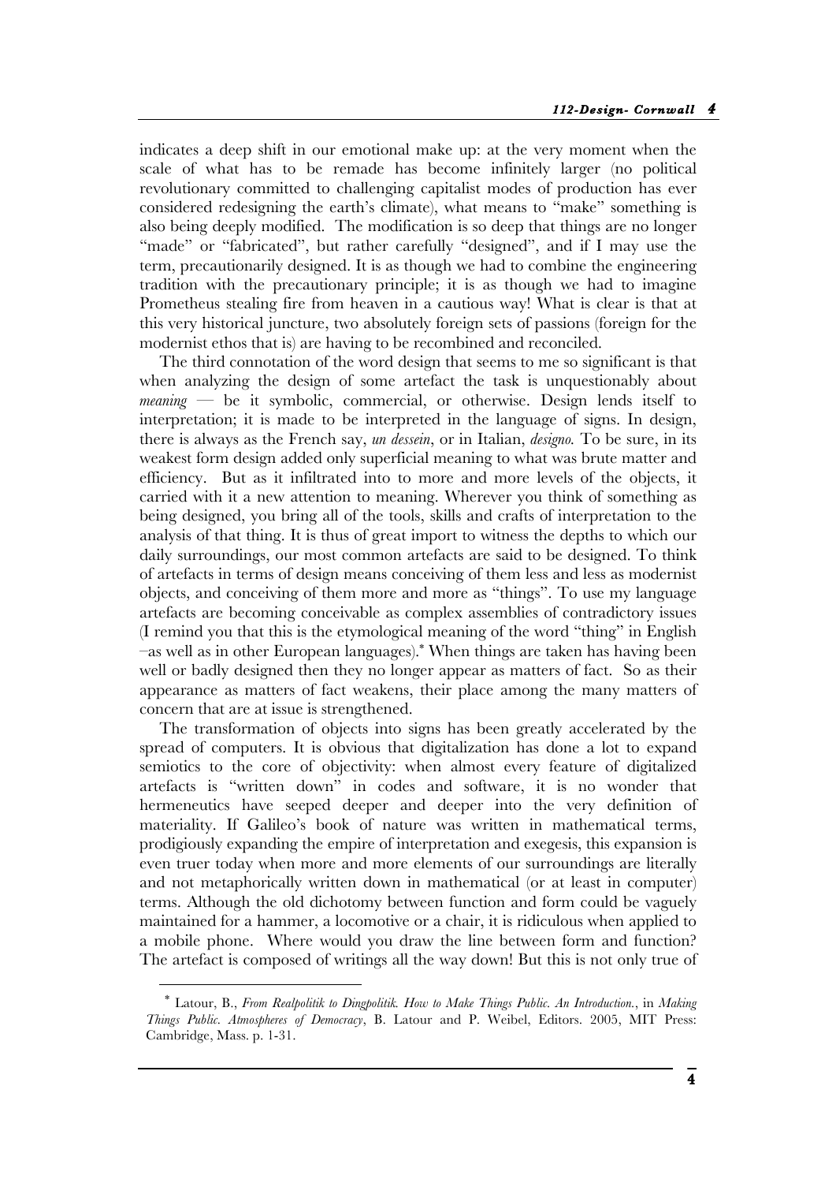indicates a deep shift in our emotional make up: at the very moment when the scale of what has to be remade has become infinitely larger (no political revolutionary committed to challenging capitalist modes of production has ever considered redesigning the earth's climate), what means to "make" something is also being deeply modified. The modification is so deep that things are no longer "made" or "fabricated", but rather carefully "designed", and if I may use the term, precautionarily designed. It is as though we had to combine the engineering tradition with the precautionary principle; it is as though we had to imagine Prometheus stealing fire from heaven in a cautious way! What is clear is that at this very historical juncture, two absolutely foreign sets of passions (foreign for the modernist ethos that is) are having to be recombined and reconciled.

The third connotation of the word design that seems to me so significant is that when analyzing the design of some artefact the task is unquestionably about *meaning* — be it symbolic, commercial, or otherwise. Design lends itself to interpretation; it is made to be interpreted in the language of signs. In design, there is always as the French say, *un dessein*, or in Italian, *designo.* To be sure, in its weakest form design added only superficial meaning to what was brute matter and efficiency. But as it infiltrated into to more and more levels of the objects, it carried with it a new attention to meaning. Wherever you think of something as being designed, you bring all of the tools, skills and crafts of interpretation to the analysis of that thing. It is thus of great import to witness the depths to which our daily surroundings, our most common artefacts are said to be designed. To think of artefacts in terms of design means conceiving of them less and less as modernist objects, and conceiving of them more and more as "things". To use my language artefacts are becoming conceivable as complex assemblies of contradictory issues (I remind you that this is the etymological meaning of the word "thing" in English –as well as in other European languages).* When things are taken has having been well or badly designed then they no longer appear as matters of fact. So as their appearance as matters of fact weakens, their place among the many matters of concern that are at issue is strengthened.

The transformation of objects into signs has been greatly accelerated by the spread of computers. It is obvious that digitalization has done a lot to expand semiotics to the core of objectivity: when almost every feature of digitalized artefacts is "written down" in codes and software, it is no wonder that hermeneutics have seeped deeper and deeper into the very definition of materiality. If Galileo's book of nature was written in mathematical terms, prodigiously expanding the empire of interpretation and exegesis, this expansion is even truer today when more and more elements of our surroundings are literally and not metaphorically written down in mathematical (or at least in computer) terms. Although the old dichotomy between function and form could be vaguely maintained for a hammer, a locomotive or a chair, it is ridiculous when applied to a mobile phone. Where would you draw the line between form and function? The artefact is composed of writings all the way down! But this is not only true of

---

\* Latour, B., *From Realpolitik to Dingpolitik. How to Make Things Public. An Introduction.*, in *Making Things Public. Atmospheres of Democracy*, B. Latour and P. Weibel, Editors. 2005, MIT Press: Cambridge, Mass. p. 1-31.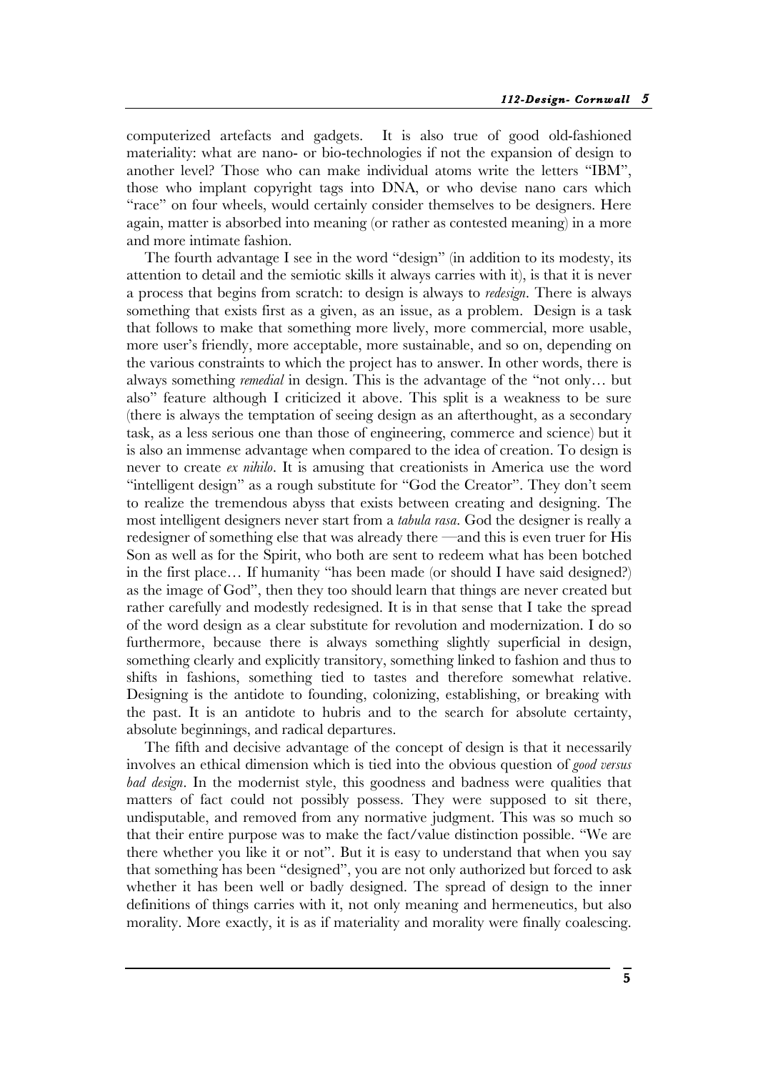computerized artefacts and gadgets. It is also true of good old-fashioned materiality: what are nano- or bio-technologies if not the expansion of design to another level? Those who can make individual atoms write the letters "IBM", those who implant copyright tags into DNA, or who devise nano cars which "race" on four wheels, would certainly consider themselves to be designers. Here again, matter is absorbed into meaning (or rather as contested meaning) in a more and more intimate fashion.

The fourth advantage I see in the word "design" (in addition to its modesty, its attention to detail and the semiotic skills it always carries with it), is that it is never a process that begins from scratch: to design is always to *redesign*. There is always something that exists first as a given, as an issue, as a problem. Design is a task that follows to make that something more lively, more commercial, more usable, more user's friendly, more acceptable, more sustainable, and so on, depending on the various constraints to which the project has to answer. In other words, there is always something *remedial* in design. This is the advantage of the "not only… but also" feature although I criticized it above. This split is a weakness to be sure (there is always the temptation of seeing design as an afterthought, as a secondary task, as a less serious one than those of engineering, commerce and science) but it is also an immense advantage when compared to the idea of creation. To design is never to create *ex nihilo*. It is amusing that creationists in America use the word "intelligent design" as a rough substitute for "God the Creator". They don't seem to realize the tremendous abyss that exists between creating and designing. The most intelligent designers never start from a *tabula rasa*. God the designer is really a redesigner of something else that was already there —and this is even truer for His Son as well as for the Spirit, who both are sent to redeem what has been botched in the first place… If humanity "has been made (or should I have said designed?) as the image of God", then they too should learn that things are never created but rather carefully and modestly redesigned. It is in that sense that I take the spread of the word design as a clear substitute for revolution and modernization. I do so furthermore, because there is always something slightly superficial in design, something clearly and explicitly transitory, something linked to fashion and thus to shifts in fashions, something tied to tastes and therefore somewhat relative. Designing is the antidote to founding, colonizing, establishing, or breaking with the past. It is an antidote to hubris and to the search for absolute certainty, absolute beginnings, and radical departures.

The fifth and decisive advantage of the concept of design is that it necessarily involves an ethical dimension which is tied into the obvious question of *good versus bad design*. In the modernist style, this goodness and badness were qualities that matters of fact could not possibly possess. They were supposed to sit there, undisputable, and removed from any normative judgment. This was so much so that their entire purpose was to make the fact/value distinction possible. "We are there whether you like it or not". But it is easy to understand that when you say that something has been "designed", you are not only authorized but forced to ask whether it has been well or badly designed. The spread of design to the inner definitions of things carries with it, not only meaning and hermeneutics, but also morality. More exactly, it is as if materiality and morality were finally coalescing.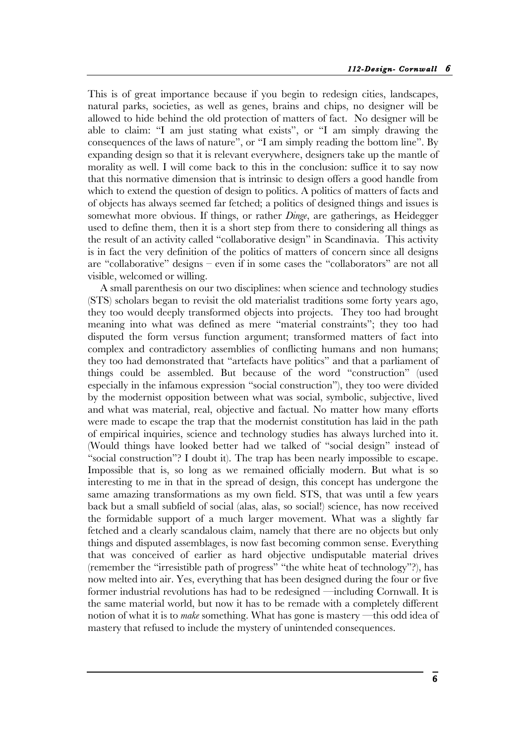This is of great importance because if you begin to redesign cities, landscapes, natural parks, societies, as well as genes, brains and chips, no designer will be allowed to hide behind the old protection of matters of fact. No designer will be able to claim: "I am just stating what exists", or "I am simply drawing the consequences of the laws of nature", or "I am simply reading the bottom line". By expanding design so that it is relevant everywhere, designers take up the mantle of morality as well. I will come back to this in the conclusion: suffice it to say now that this normative dimension that is intrinsic to design offers a good handle from which to extend the question of design to politics. A politics of matters of facts and of objects has always seemed far fetched; a politics of designed things and issues is somewhat more obvious. If things, or rather *Dinge*, are gatherings, as Heidegger used to define them, then it is a short step from there to considering all things as the result of an activity called "collaborative design" in Scandinavia. This activity is in fact the very definition of the politics of matters of concern since all designs are "collaborative" designs – even if in some cases the "collaborators" are not all visible, welcomed or willing.

A small parenthesis on our two disciplines: when science and technology studies (STS) scholars began to revisit the old materialist traditions some forty years ago, they too would deeply transformed objects into projects. They too had brought meaning into what was defined as mere "material constraints"; they too had disputed the form versus function argument; transformed matters of fact into complex and contradictory assemblies of conflicting humans and non humans; they too had demonstrated that "artefacts have politics" and that a parliament of things could be assembled. But because of the word "construction" (used especially in the infamous expression "social construction"), they too were divided by the modernist opposition between what was social, symbolic, subjective, lived and what was material, real, objective and factual. No matter how many efforts were made to escape the trap that the modernist constitution has laid in the path of empirical inquiries, science and technology studies has always lurched into it. (Would things have looked better had we talked of "social design" instead of "social construction"? I doubt it). The trap has been nearly impossible to escape. Impossible that is, so long as we remained officially modern. But what is so interesting to me in that in the spread of design, this concept has undergone the same amazing transformations as my own field. STS, that was until a few years back but a small subfield of social (alas, alas, so social!) science, has now received the formidable support of a much larger movement. What was a slightly far fetched and a clearly scandalous claim, namely that there are no objects but only things and disputed assemblages, is now fast becoming common sense. Everything that was conceived of earlier as hard objective undisputable material drives (remember the "irresistible path of progress" "the white heat of technology"?), has now melted into air. Yes, everything that has been designed during the four or five former industrial revolutions has had to be redesigned —including Cornwall. It is the same material world, but now it has to be remade with a completely different notion of what it is to *make* something. What has gone is mastery —this odd idea of mastery that refused to include the mystery of unintended consequences.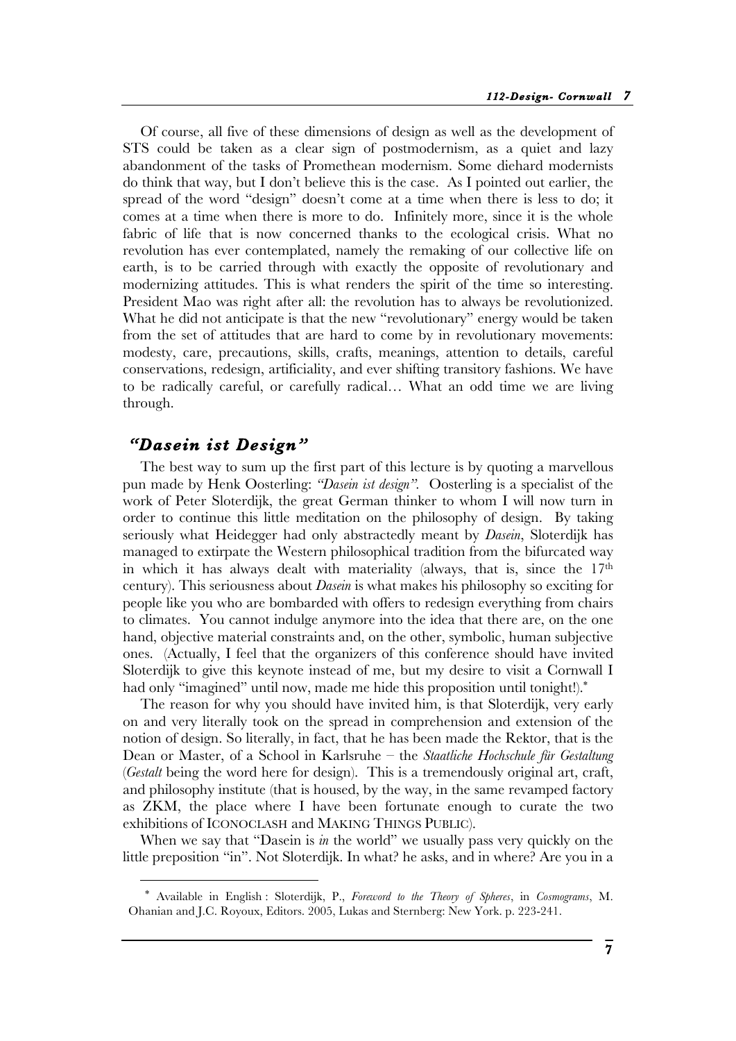Of course, all five of these dimensions of design as well as the development of STS could be taken as a clear sign of postmodernism, as a quiet and lazy abandonment of the tasks of Promethean modernism. Some diehard modernists do think that way, but I don't believe this is the case. As I pointed out earlier, the spread of the word "design" doesn't come at a time when there is less to do; it comes at a time when there is more to do. Infinitely more, since it is the whole fabric of life that is now concerned thanks to the ecological crisis. What no revolution has ever contemplated, namely the remaking of our collective life on earth, is to be carried through with exactly the opposite of revolutionary and modernizing attitudes. This is what renders the spirit of the time so interesting. President Mao was right after all: the revolution has to always be revolutionized. What he did not anticipate is that the new "revolutionary" energy would be taken from the set of attitudes that are hard to come by in revolutionary movements: modesty, care, precautions, skills, crafts, meanings, attention to details, careful conservations, redesign, artificiality, and ever shifting transitory fashions. We have to be radically careful, or carefully radical… What an odd time we are living through.

## *"Dasein ist Design"*

The best way to sum up the first part of this lecture is by quoting a marvellous pun made by Henk Oosterling: *"Dasein ist design"*. Oosterling is a specialist of the work of Peter Sloterdijk, the great German thinker to whom I will now turn in order to continue this little meditation on the philosophy of design. By taking seriously what Heidegger had only abstractedly meant by *Dasein*, Sloterdijk has managed to extirpate the Western philosophical tradition from the bifurcated way in which it has always dealt with materiality (always, that is, since the 17th century). This seriousness about *Dasein* is what makes his philosophy so exciting for people like you who are bombarded with offers to redesign everything from chairs to climates. You cannot indulge anymore into the idea that there are, on the one hand, objective material constraints and, on the other, symbolic, human subjective ones. (Actually, I feel that the organizers of this conference should have invited Sloterdijk to give this keynote instead of me, but my desire to visit a Cornwall I had only "imagined" until now, made me hide this proposition until tonight!).*

The reason for why you should have invited him, is that Sloterdijk, very early on and very literally took on the spread in comprehension and extension of the notion of design. So literally, in fact, that he has been made the Rektor, that is the Dean or Master, of a School in Karlsruhe – the *Staatliche Hochschule für Gestaltung* (*Gestalt* being the word here for design). This is a tremendously original art, craft, and philosophy institute (that is housed, by the way, in the same revamped factory as ZKM, the place where I have been fortunate enough to curate the two exhibitions of ICONOCLASH and MAKING THINGS PUBLIC).

When we say that "Dasein is *in* the world" we usually pass very quickly on the little preposition "in". Not Sloterdijk. In what? he asks, and in where? Are you in a

---

* Available in English : Sloterdijk, P., *Foreword to the Theory of Spheres*, in *Cosmograms*, M. Ohanian and J.C. Royoux, Editors. 2005, Lukas and Sternberg: New York. p. 223-241.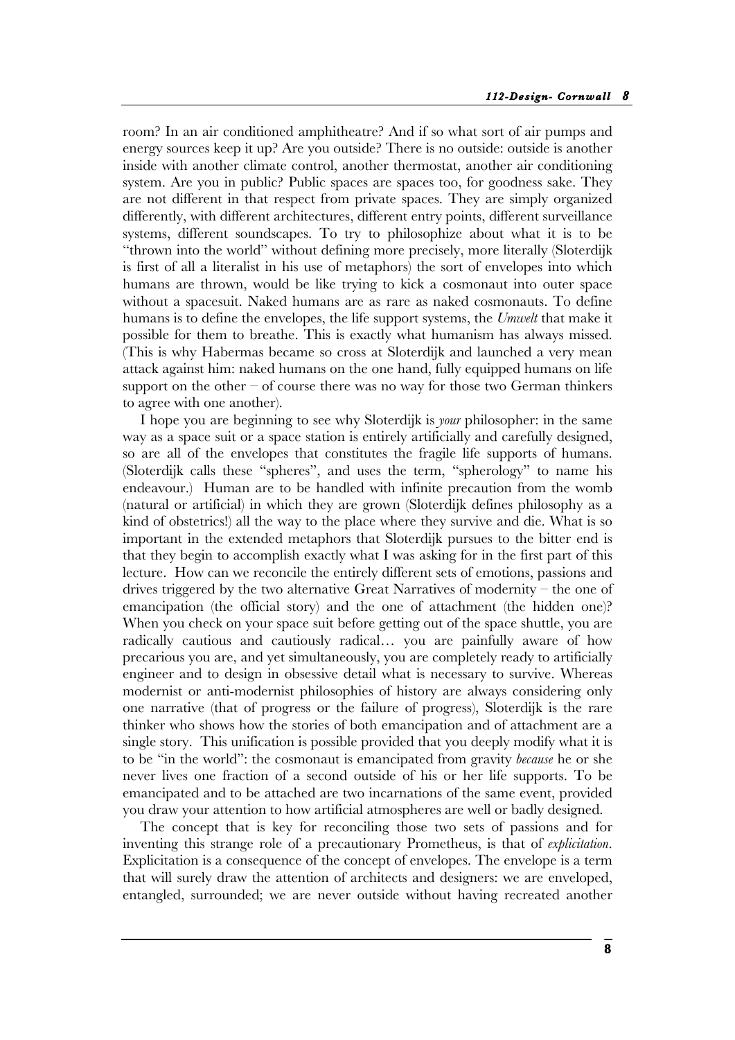room? In an air conditioned amphitheatre? And if so what sort of air pumps and energy sources keep it up? Are you outside? There is no outside: outside is another inside with another climate control, another thermostat, another air conditioning system. Are you in public? Public spaces are spaces too, for goodness sake. They are not different in that respect from private spaces. They are simply organized differently, with different architectures, different entry points, different surveillance systems, different soundscapes. To try to philosophize about what it is to be "thrown into the world" without defining more precisely, more literally (Sloterdijk is first of all a literalist in his use of metaphors) the sort of envelopes into which humans are thrown, would be like trying to kick a cosmonaut into outer space without a spacesuit. Naked humans are as rare as naked cosmonauts. To define humans is to define the envelopes, the life support systems, the *Umwelt* that make it possible for them to breathe. This is exactly what humanism has always missed. (This is why Habermas became so cross at Sloterdijk and launched a very mean attack against him: naked humans on the one hand, fully equipped humans on life support on the other – of course there was no way for those two German thinkers to agree with one another).

I hope you are beginning to see why Sloterdijk is *your* philosopher: in the same way as a space suit or a space station is entirely artificially and carefully designed, so are all of the envelopes that constitutes the fragile life supports of humans. (Sloterdijk calls these "spheres", and uses the term, "spherology" to name his endeavour.) Human are to be handled with infinite precaution from the womb (natural or artificial) in which they are grown (Sloterdijk defines philosophy as a kind of obstetrics!) all the way to the place where they survive and die. What is so important in the extended metaphors that Sloterdijk pursues to the bitter end is that they begin to accomplish exactly what I was asking for in the first part of this lecture. How can we reconcile the entirely different sets of emotions, passions and drives triggered by the two alternative Great Narratives of modernity – the one of emancipation (the official story) and the one of attachment (the hidden one)? When you check on your space suit before getting out of the space shuttle, you are radically cautious and cautiously radical… you are painfully aware of how precarious you are, and yet simultaneously, you are completely ready to artificially engineer and to design in obsessive detail what is necessary to survive. Whereas modernist or anti-modernist philosophies of history are always considering only one narrative (that of progress or the failure of progress), Sloterdijk is the rare thinker who shows how the stories of both emancipation and of attachment are a single story. This unification is possible provided that you deeply modify what it is to be "in the world": the cosmonaut is emancipated from gravity *because* he or she never lives one fraction of a second outside of his or her life supports. To be emancipated and to be attached are two incarnations of the same event, provided you draw your attention to how artificial atmospheres are well or badly designed.

The concept that is key for reconciling those two sets of passions and for inventing this strange role of a precautionary Prometheus, is that of *explicitation*. Explicitation is a consequence of the concept of envelopes. The envelope is a term that will surely draw the attention of architects and designers: we are enveloped, entangled, surrounded; we are never outside without having recreated another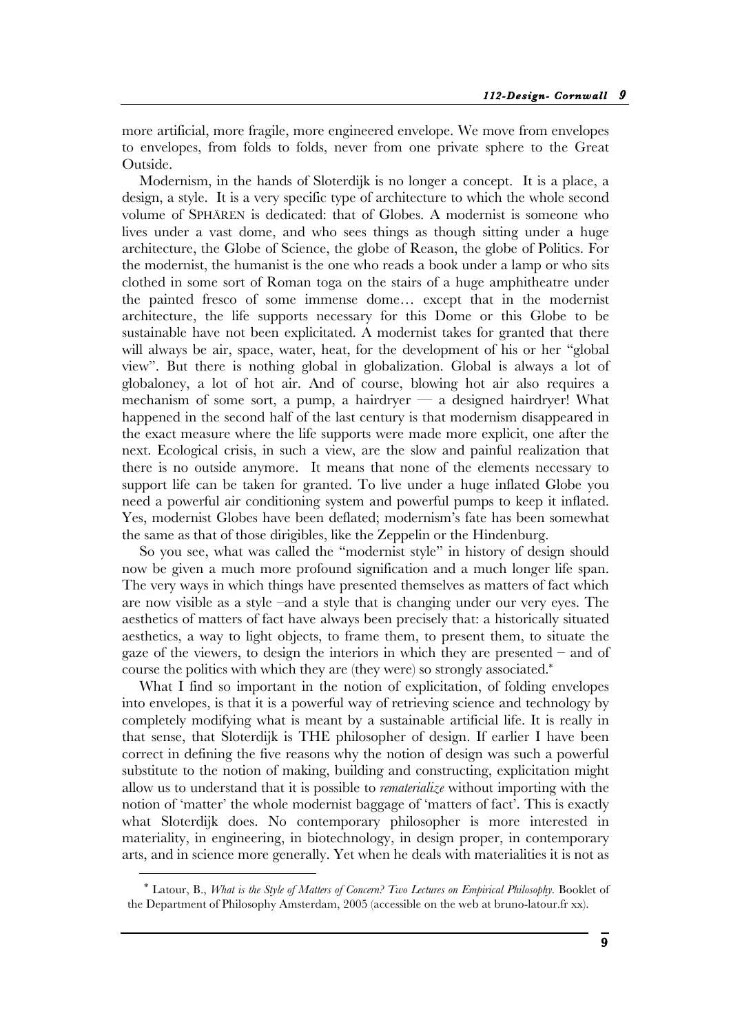more artificial, more fragile, more engineered envelope. We move from envelopes to envelopes, from folds to folds, never from one private sphere to the Great Outside.

Modernism, in the hands of Sloterdijk is no longer a concept. It is a place, a design, a style. It is a very specific type of architecture to which the whole second volume of SPHÄREN is dedicated: that of Globes. A modernist is someone who lives under a vast dome, and who sees things as though sitting under a huge architecture, the Globe of Science, the globe of Reason, the globe of Politics. For the modernist, the humanist is the one who reads a book under a lamp or who sits clothed in some sort of Roman toga on the stairs of a huge amphitheatre under the painted fresco of some immense dome… except that in the modernist architecture, the life supports necessary for this Dome or this Globe to be sustainable have not been explicitated. A modernist takes for granted that there will always be air, space, water, heat, for the development of his or her "global view". But there is nothing global in globalization. Global is always a lot of globaloney, a lot of hot air. And of course, blowing hot air also requires a mechanism of some sort, a pump, a hairdryer — a designed hairdryer! What happened in the second half of the last century is that modernism disappeared in the exact measure where the life supports were made more explicit, one after the next. Ecological crisis, in such a view, are the slow and painful realization that there is no outside anymore. It means that none of the elements necessary to support life can be taken for granted. To live under a huge inflated Globe you need a powerful air conditioning system and powerful pumps to keep it inflated. Yes, modernist Globes have been deflated; modernism's fate has been somewhat the same as that of those dirigibles, like the Zeppelin or the Hindenburg.

So you see, what was called the "modernist style" in history of design should now be given a much more profound signification and a much longer life span. The very ways in which things have presented themselves as matters of fact which are now visible as a style –and a style that is changing under our very eyes. The aesthetics of matters of fact have always been precisely that: a historically situated aesthetics, a way to light objects, to frame them, to present them, to situate the gaze of the viewers, to design the interiors in which they are presented – and of course the politics with which they are (they were) so strongly associated.*

What I find so important in the notion of explicitation, of folding envelopes into envelopes, is that it is a powerful way of retrieving science and technology by completely modifying what is meant by a sustainable artificial life. It is really in that sense, that Sloterdijk is THE philosopher of design. If earlier I have been correct in defining the five reasons why the notion of design was such a powerful substitute to the notion of making, building and constructing, explicitation might allow us to understand that it is possible to *rematerialize* without importing with the notion of 'matter' the whole modernist baggage of 'matters of fact'. This is exactly what Sloterdijk does. No contemporary philosopher is more interested in materiality, in engineering, in biotechnology, in design proper, in contemporary arts, and in science more generally. Yet when he deals with materialities it is not as

---

* Latour, B., *What is the Style of Matters of Concern? Two Lectures on Empirical Philosophy.* Booklet of the Department of Philosophy Amsterdam, 2005 (accessible on the web at bruno-latour.fr xx).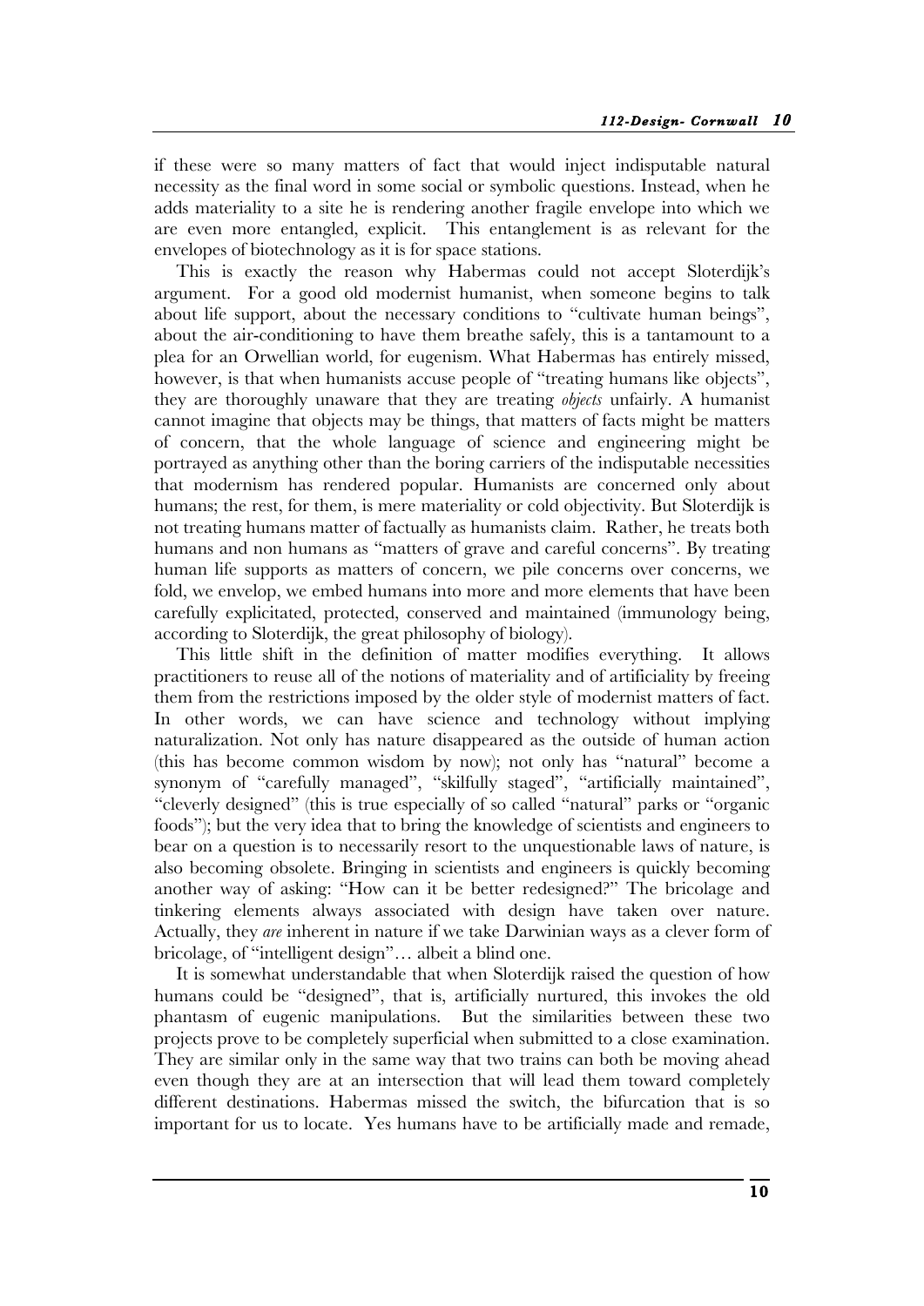if these were so many matters of fact that would inject indisputable natural necessity as the final word in some social or symbolic questions. Instead, when he adds materiality to a site he is rendering another fragile envelope into which we are even more entangled, explicit. This entanglement is as relevant for the envelopes of biotechnology as it is for space stations.

This is exactly the reason why Habermas could not accept Sloterdijk's argument. For a good old modernist humanist, when someone begins to talk about life support, about the necessary conditions to "cultivate human beings", about the air-conditioning to have them breathe safely, this is a tantamount to a plea for an Orwellian world, for eugenism. What Habermas has entirely missed, however, is that when humanists accuse people of "treating humans like objects", they are thoroughly unaware that they are treating *objects* unfairly. A humanist cannot imagine that objects may be things, that matters of facts might be matters of concern, that the whole language of science and engineering might be portrayed as anything other than the boring carriers of the indisputable necessities that modernism has rendered popular. Humanists are concerned only about humans; the rest, for them, is mere materiality or cold objectivity. But Sloterdijk is not treating humans matter of factually as humanists claim. Rather, he treats both humans and non humans as "matters of grave and careful concerns". By treating human life supports as matters of concern, we pile concerns over concerns, we fold, we envelop, we embed humans into more and more elements that have been carefully explicitated, protected, conserved and maintained (immunology being, according to Sloterdijk, the great philosophy of biology).

This little shift in the definition of matter modifies everything. It allows practitioners to reuse all of the notions of materiality and of artificiality by freeing them from the restrictions imposed by the older style of modernist matters of fact. In other words, we can have science and technology without implying naturalization. Not only has nature disappeared as the outside of human action (this has become common wisdom by now); not only has "natural" become a synonym of "carefully managed", "skilfully staged", "artificially maintained", "cleverly designed" (this is true especially of so called "natural" parks or "organic foods"); but the very idea that to bring the knowledge of scientists and engineers to bear on a question is to necessarily resort to the unquestionable laws of nature, is also becoming obsolete. Bringing in scientists and engineers is quickly becoming another way of asking: "How can it be better redesigned?" The bricolage and tinkering elements always associated with design have taken over nature. Actually, they *are* inherent in nature if we take Darwinian ways as a clever form of bricolage, of "intelligent design"… albeit a blind one.

It is somewhat understandable that when Sloterdijk raised the question of how humans could be "designed", that is, artificially nurtured, this invokes the old phantasm of eugenic manipulations. But the similarities between these two projects prove to be completely superficial when submitted to a close examination. They are similar only in the same way that two trains can both be moving ahead even though they are at an intersection that will lead them toward completely different destinations. Habermas missed the switch, the bifurcation that is so important for us to locate. Yes humans have to be artificially made and remade,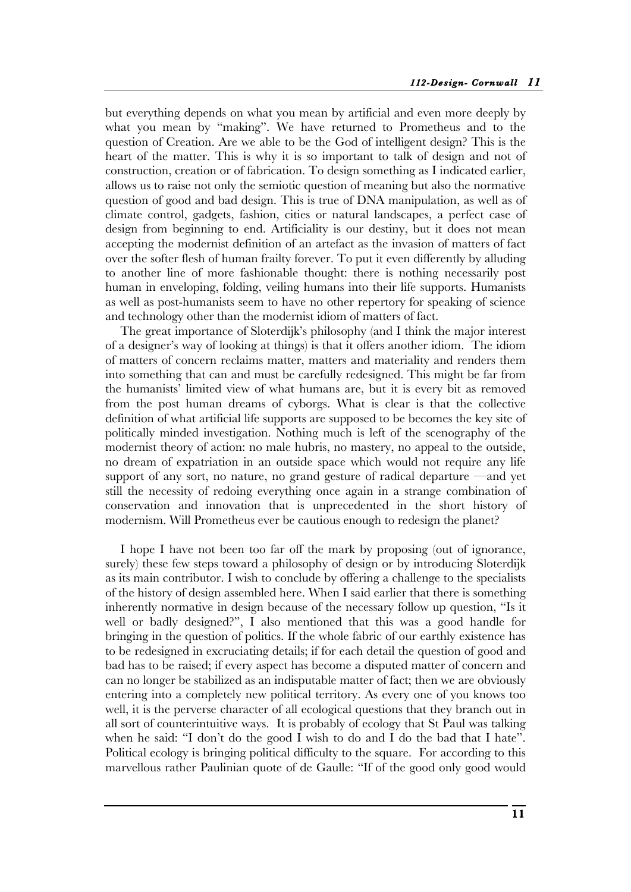but everything depends on what you mean by artificial and even more deeply by what you mean by "making". We have returned to Prometheus and to the question of Creation. Are we able to be the God of intelligent design? This is the heart of the matter. This is why it is so important to talk of design and not of construction, creation or of fabrication. To design something as I indicated earlier, allows us to raise not only the semiotic question of meaning but also the normative question of good and bad design. This is true of DNA manipulation, as well as of climate control, gadgets, fashion, cities or natural landscapes, a perfect case of design from beginning to end. Artificiality is our destiny, but it does not mean accepting the modernist definition of an artefact as the invasion of matters of fact over the softer flesh of human frailty forever. To put it even differently by alluding to another line of more fashionable thought: there is nothing necessarily post human in enveloping, folding, veiling humans into their life supports. Humanists as well as post-humanists seem to have no other repertory for speaking of science and technology other than the modernist idiom of matters of fact.

The great importance of Sloterdijk's philosophy (and I think the major interest of a designer's way of looking at things) is that it offers another idiom. The idiom of matters of concern reclaims matter, matters and materiality and renders them into something that can and must be carefully redesigned. This might be far from the humanists' limited view of what humans are, but it is every bit as removed from the post human dreams of cyborgs. What is clear is that the collective definition of what artificial life supports are supposed to be becomes the key site of politically minded investigation. Nothing much is left of the scenography of the modernist theory of action: no male hubris, no mastery, no appeal to the outside, no dream of expatriation in an outside space which would not require any life support of any sort, no nature, no grand gesture of radical departure —and yet still the necessity of redoing everything once again in a strange combination of conservation and innovation that is unprecedented in the short history of modernism. Will Prometheus ever be cautious enough to redesign the planet?

I hope I have not been too far off the mark by proposing (out of ignorance, surely) these few steps toward a philosophy of design or by introducing Sloterdijk as its main contributor. I wish to conclude by offering a challenge to the specialists of the history of design assembled here. When I said earlier that there is something inherently normative in design because of the necessary follow up question, "Is it well or badly designed?", I also mentioned that this was a good handle for bringing in the question of politics. If the whole fabric of our earthly existence has to be redesigned in excruciating details; if for each detail the question of good and bad has to be raised; if every aspect has become a disputed matter of concern and can no longer be stabilized as an indisputable matter of fact; then we are obviously entering into a completely new political territory. As every one of you knows too well, it is the perverse character of all ecological questions that they branch out in all sort of counterintuitive ways. It is probably of ecology that St Paul was talking when he said: "I don't do the good I wish to do and I do the bad that I hate". Political ecology is bringing political difficulty to the square. For according to this marvellous rather Paulinian quote of de Gaulle: "If of the good only good would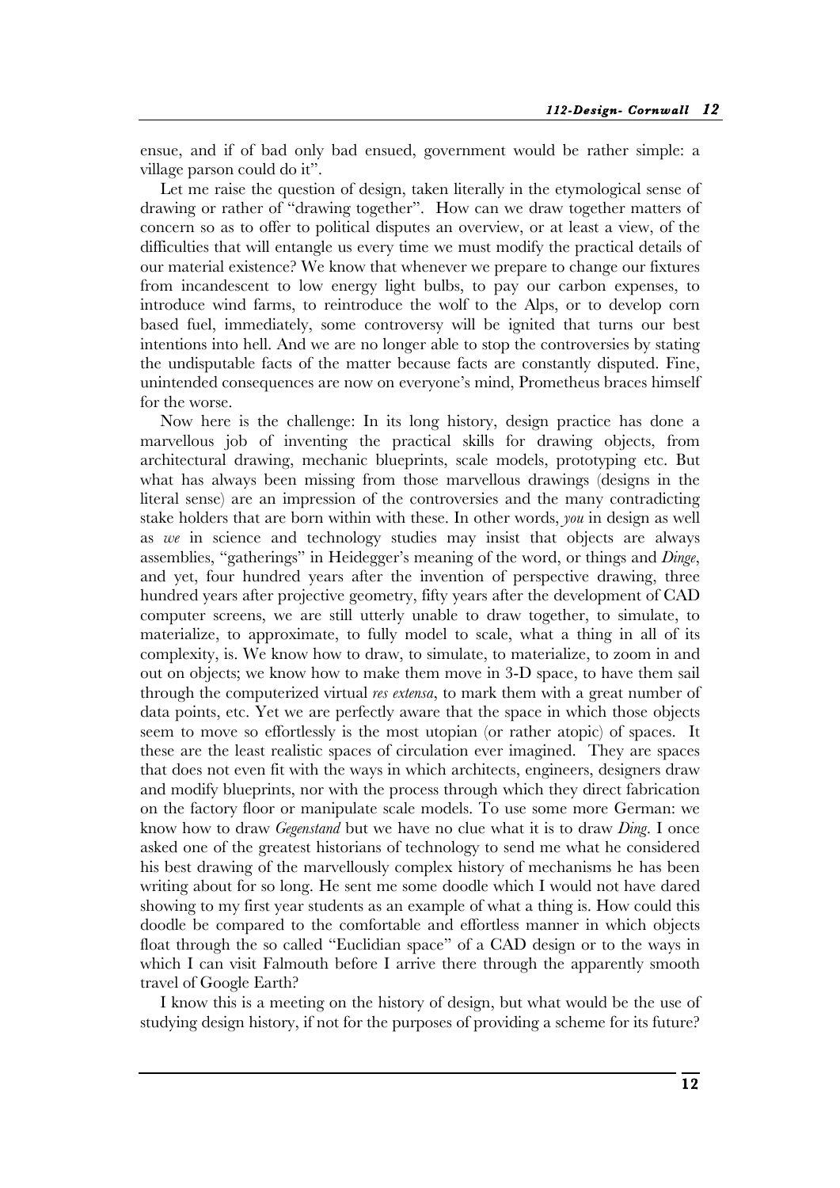ensue, and if of bad only bad ensued, government would be rather simple: a village parson could do it".

Let me raise the question of design, taken literally in the etymological sense of drawing or rather of "drawing together". How can we draw together matters of concern so as to offer to political disputes an overview, or at least a view, of the difficulties that will entangle us every time we must modify the practical details of our material existence? We know that whenever we prepare to change our fixtures from incandescent to low energy light bulbs, to pay our carbon expenses, to introduce wind farms, to reintroduce the wolf to the Alps, or to develop corn based fuel, immediately, some controversy will be ignited that turns our best intentions into hell. And we are no longer able to stop the controversies by stating the undisputable facts of the matter because facts are constantly disputed. Fine, unintended consequences are now on everyone's mind, Prometheus braces himself for the worse.

Now here is the challenge: In its long history, design practice has done a marvellous job of inventing the practical skills for drawing objects, from architectural drawing, mechanic blueprints, scale models, prototyping etc. But what has always been missing from those marvellous drawings (designs in the literal sense) are an impression of the controversies and the many contradicting stake holders that are born within with these. In other words, *you* in design as well as *we* in science and technology studies may insist that objects are always assemblies, "gatherings" in Heidegger's meaning of the word, or things and *Dinge*, and yet, four hundred years after the invention of perspective drawing, three hundred years after projective geometry, fifty years after the development of CAD computer screens, we are still utterly unable to draw together, to simulate, to materialize, to approximate, to fully model to scale, what a thing in all of its complexity, is. We know how to draw, to simulate, to materialize, to zoom in and out on objects; we know how to make them move in 3-D space, to have them sail through the computerized virtual *res extensa*, to mark them with a great number of data points, etc. Yet we are perfectly aware that the space in which those objects seem to move so effortlessly is the most utopian (or rather atopic) of spaces. It these are the least realistic spaces of circulation ever imagined. They are spaces that does not even fit with the ways in which architects, engineers, designers draw and modify blueprints, nor with the process through which they direct fabrication on the factory floor or manipulate scale models. To use some more German: we know how to draw *Gegenstand* but we have no clue what it is to draw *Ding*. I once asked one of the greatest historians of technology to send me what he considered his best drawing of the marvellously complex history of mechanisms he has been writing about for so long. He sent me some doodle which I would not have dared showing to my first year students as an example of what a thing is. How could this doodle be compared to the comfortable and effortless manner in which objects float through the so called "Euclidian space" of a CAD design or to the ways in which I can visit Falmouth before I arrive there through the apparently smooth travel of Google Earth?

I know this is a meeting on the history of design, but what would be the use of studying design history, if not for the purposes of providing a scheme for its future?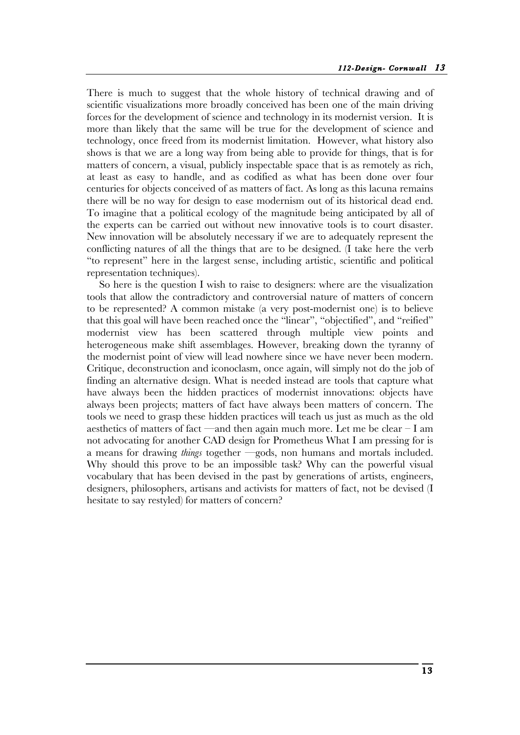There is much to suggest that the whole history of technical drawing and of scientific visualizations more broadly conceived has been one of the main driving forces for the development of science and technology in its modernist version. It is more than likely that the same will be true for the development of science and technology, once freed from its modernist limitation. However, what history also shows is that we are a long way from being able to provide for things, that is for matters of concern, a visual, publicly inspectable space that is as remotely as rich, at least as easy to handle, and as codified as what has been done over four centuries for objects conceived of as matters of fact. As long as this lacuna remains there will be no way for design to ease modernism out of its historical dead end. To imagine that a political ecology of the magnitude being anticipated by all of the experts can be carried out without new innovative tools is to court disaster. New innovation will be absolutely necessary if we are to adequately represent the conflicting natures of all the things that are to be designed. (I take here the verb "to represent" here in the largest sense, including artistic, scientific and political representation techniques).

So here is the question I wish to raise to designers: where are the visualization tools that allow the contradictory and controversial nature of matters of concern to be represented? A common mistake (a very post-modernist one) is to believe that this goal will have been reached once the "linear", "objectified", and "reified" modernist view has been scattered through multiple view points and heterogeneous make shift assemblages. However, breaking down the tyranny of the modernist point of view will lead nowhere since we have never been modern. Critique, deconstruction and iconoclasm, once again, will simply not do the job of finding an alternative design. What is needed instead are tools that capture what have always been the hidden practices of modernist innovations: objects have always been projects; matters of fact have always been matters of concern. The tools we need to grasp these hidden practices will teach us just as much as the old aesthetics of matters of fact —and then again much more. Let me be clear – I am not advocating for another CAD design for Prometheus What I am pressing for is a means for drawing *things* together —gods, non humans and mortals included. Why should this prove to be an impossible task? Why can the powerful visual vocabulary that has been devised in the past by generations of artists, engineers, designers, philosophers, artisans and activists for matters of fact, not be devised (I hesitate to say restyled) for matters of concern?